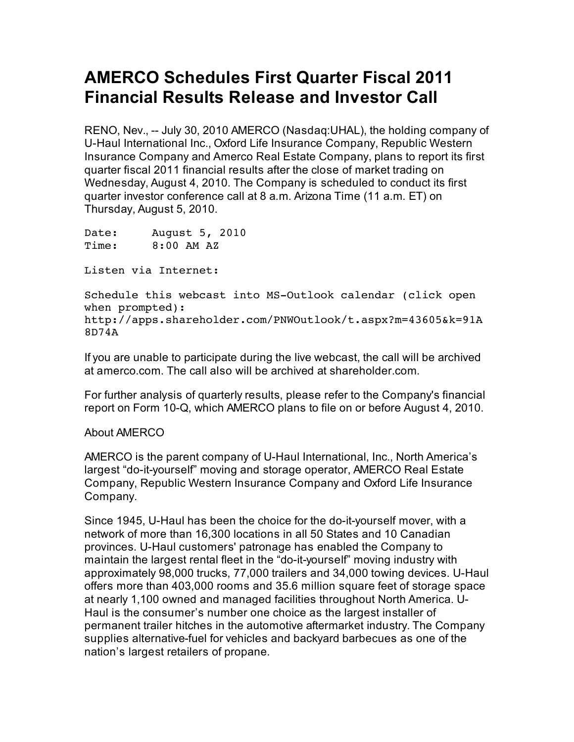# AMERCO Schedules First Quarter Fiscal 2011 Financial Results Release and Investor Call

RENO, Nev., -- July 30, 2010 AMERCO (Nasdaq:UHAL), the holding company of U-Haul International Inc., Oxford Life Insurance Company, Republic Western Insurance Company and Amerco Real Estate Company, plans to report its first quarter fiscal 2011 financial results after the close of market trading on Wednesday, August 4, 2010. The Company is scheduled to conduct its first quarter investor conference call at 8 a.m. Arizona Time (11 a.m. ET) on Thursday, August 5, 2010.

```
Date:     August 5, 2010
Time:     8:00 AM AZ

Listen via Internet:

Schedule this webcast into MS-Outlook calendar (click open
when prompted):
http://apps.shareholder.com/PNWOutlook/t.aspx?m=43605&k=91A
8D74A
```

If you are unable to participate during the live webcast, the call will be archived at amerco.com. The call also will be archived at shareholder.com.

For further analysis of quarterly results, please refer to the Company's financial report on Form 10-Q, which AMERCO plans to file on or before August 4, 2010.

About AMERCO

AMERCO is the parent company of U-Haul International, Inc., North America's largest "do-it-yourself" moving and storage operator, AMERCO Real Estate Company, Republic Western Insurance Company and Oxford Life Insurance Company.

Since 1945, U-Haul has been the choice for the do-it-yourself mover, with a network of more than 16,300 locations in all 50 States and 10 Canadian provinces. U-Haul customers' patronage has enabled the Company to maintain the largest rental fleet in the "do-it-yourself" moving industry with approximately 98,000 trucks, 77,000 trailers and 34,000 towing devices. U-Haul offers more than 403,000 rooms and 35.6 million square feet of storage space at nearly 1,100 owned and managed facilities throughout North America. U-Haul is the consumer's number one choice as the largest installer of permanent trailer hitches in the automotive aftermarket industry. The Company supplies alternative-fuel for vehicles and backyard barbecues as one of the nation's largest retailers of propane.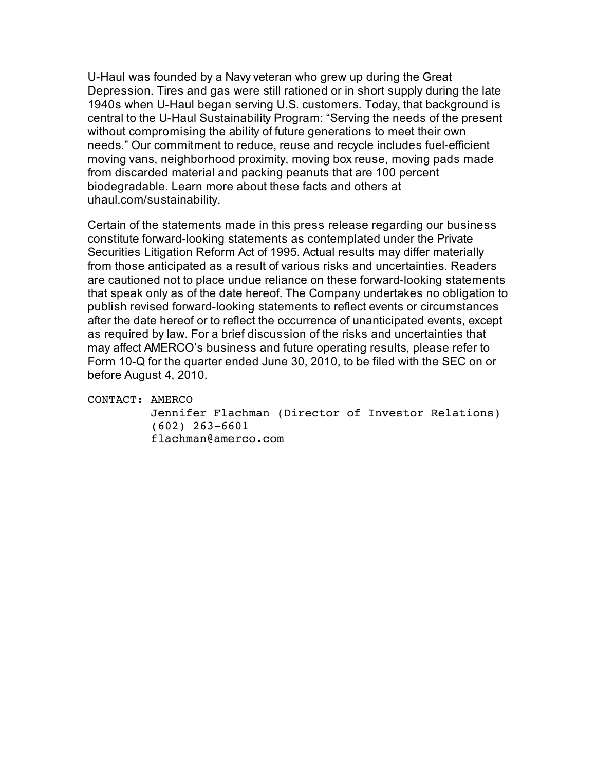U-Haul was founded by a Navy veteran who grew up during the Great Depression. Tires and gas were still rationed or in short supply during the late 1940s when U-Haul began serving U.S. customers. Today, that background is central to the U-Haul Sustainability Program: "Serving the needs of the present without compromising the ability of future generations to meet their own needs." Our commitment to reduce, reuse and recycle includes fuel-efficient moving vans, neighborhood proximity, moving box reuse, moving pads made from discarded material and packing peanuts that are 100 percent biodegradable. Learn more about these facts and others at uhaul.com/sustainability.

Certain of the statements made in this press release regarding our business constitute forward-looking statements as contemplated under the Private Securities Litigation Reform Act of 1995. Actual results may differ materially from those anticipated as a result of various risks and uncertainties. Readers are cautioned not to place undue reliance on these forward-looking statements that speak only as of the date hereof. The Company undertakes no obligation to publish revised forward-looking statements to reflect events or circumstances after the date hereof or to reflect the occurrence of unanticipated events, except as required by law. For a brief discussion of the risks and uncertainties that may affect AMERCO's business and future operating results, please refer to Form 10-Q for the quarter ended June 30, 2010, to be filed with the SEC on or before August 4, 2010.

CONTACT: AMERCO
Jennifer Flachman (Director of Investor Relations)
(602) 263-6601
flachman@amerco.com